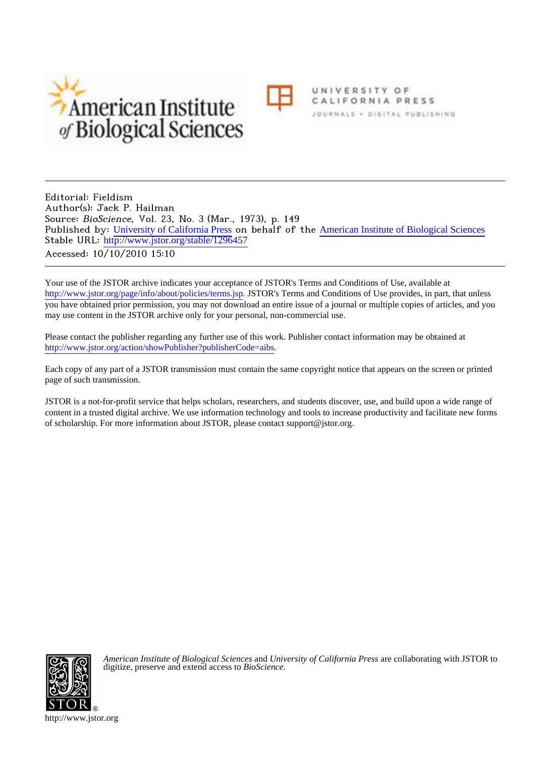Editorial: Fieldism
Author(s): Jack P. Hailman
Source: *BioScience*, Vol. 23, No. 3 (Mar., 1973), p. 149
Published by: University of California Press on behalf of the American Institute of Biological Sciences
Stable URL: http://www.jstor.org/stable/1296457
Accessed: 10/10/2010 15:10

Your use of the JSTOR archive indicates your acceptance of JSTOR's Terms and Conditions of Use, available at http://www.jstor.org/page/info/about/policies/terms.jsp. JSTOR's Terms and Conditions of Use provides, in part, that unless you have obtained prior permission, you may not download an entire issue of a journal or multiple copies of articles, and you may use content in the JSTOR archive only for your personal, non-commercial use.

Please contact the publisher regarding any further use of this work. Publisher contact information may be obtained at http://www.jstor.org/action/showPublisher?publisherCode=aibs.

Each copy of any part of a JSTOR transmission must contain the same copyright notice that appears on the screen or printed page of such transmission.

JSTOR is a not-for-profit service that helps scholars, researchers, and students discover, use, and build upon a wide range of content in a trusted digital archive. We use information technology and tools to increase productivity and facilitate new forms of scholarship. For more information about JSTOR, please contact support@jstor.org.

*American Institute of Biological Sciences* and *University of California Press* are collaborating with JSTOR to digitize, preserve and extend access to *BioScience*.

http://www.jstor.org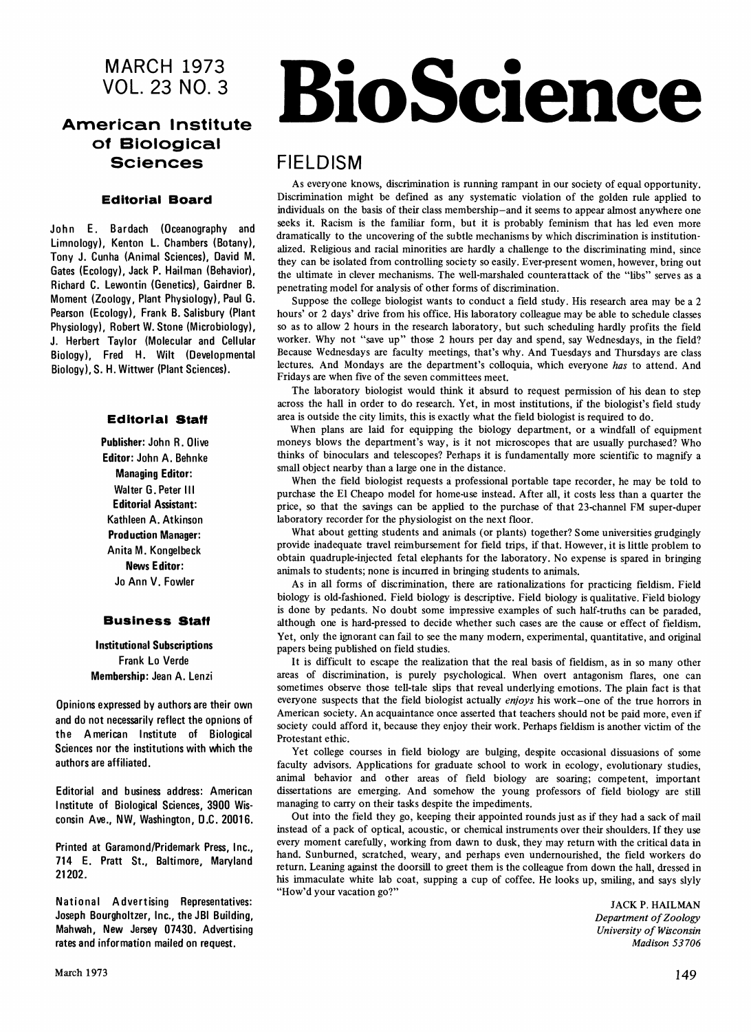# BioScience

MARCH 1973
VOL. 23 NO. 3

## American Institute of Biological Sciences

### Editorial Board

John E. Bardach (Oceanography and Limnology), Kenton L. Chambers (Botany), Tony J. Cunha (Animal Sciences), David M. Gates (Ecology), Jack P. Hailman (Behavior), Richard C. Lewontin (Genetics), Gairdner B. Moment (Zoology, Plant Physiology), Paul G. Pearson (Ecology), Frank B. Salisbury (Plant Physiology), Robert W. Stone (Microbiology), J. Herbert Taylor (Molecular and Cellular Biology), Fred H. Wilt (Developmental Biology), S. H. Wittwer (Plant Sciences).

### Editorial Staff

**Publisher:** John R. Olive
**Editor:** John A. Behnke
**Managing Editor:** Walter G. Peter III
**Editorial Assistant:** Kathleen A. Atkinson
**Production Manager:** Anita M. Kongelbeck
**News Editor:** Jo Ann V. Fowler

### Business Staff

**Institutional Subscriptions**
Frank Lo Verde
**Membership:** Jean A. Lenzi

Opinions expressed by authors are their own and do not necessarily reflect the opinons of the American Institute of Biological Sciences nor the institutions with which the authors are affiliated.

Editorial and business address: American Institute of Biological Sciences, 3900 Wisconsin Ave., NW, Washington, D.C. 20016.

Printed at Garamond/Pridemark Press, Inc., 714 E. Pratt St., Baltimore, Maryland 21202.

National Advertising Representatives: Joseph Bourgholtzer, Inc., the JBI Building, Mahwah, New Jersey 07430. Advertising rates and information mailed on request.

## FIELDISM

As everyone knows, discrimination is running rampant in our society of equal opportunity. Discrimination might be defined as any systematic violation of the golden rule applied to individuals on the basis of their class membership—and it seems to appear almost anywhere one seeks it. Racism is the familiar form, but it is probably feminism that has led even more dramatically to the uncovering of the subtle mechanisms by which discrimination is institutionalized. Religious and racial minorities are hardly a challenge to the discriminating mind, since they can be isolated from controlling society so easily. Ever-present women, however, bring out the ultimate in clever mechanisms. The well-marshaled counterattack of the "libs" serves as a penetrating model for analysis of other forms of discrimination.

Suppose the college biologist wants to conduct a field study. His research area may be a 2 hours' or 2 days' drive from his office. His laboratory colleague may be able to schedule classes so as to allow 2 hours in the research laboratory, but such scheduling hardly profits the field worker. Why not "save up" those 2 hours per day and spend, say Wednesdays, in the field? Because Wednesdays are faculty meetings, that's why. And Tuesdays and Thursdays are class lectures. And Mondays are the department's colloquia, which everyone *has* to attend. And Fridays are when five of the seven committees meet.

The laboratory biologist would think it absurd to request permission of his dean to step across the hall in order to do research. Yet, in most institutions, if the biologist's field study area is outside the city limits, this is exactly what the field biologist is required to do.

When plans are laid for equipping the biology department, or a windfall of equipment moneys blows the department's way, is it not microscopes that are usually purchased? Who thinks of binoculars and telescopes? Perhaps it is fundamentally more scientific to magnify a small object nearby than a large one in the distance.

When the field biologist requests a professional portable tape recorder, he may be told to purchase the El Cheapo model for home-use instead. After all, it costs less than a quarter the price, so that the savings can be applied to the purchase of that 23-channel FM super-duper laboratory recorder for the physiologist on the next floor.

What about getting students and animals (or plants) together? Some universities grudgingly provide inadequate travel reimbursement for field trips, if that. However, it is little problem to obtain quadruple-injected fetal elephants for the laboratory. No expense is spared in bringing animals to students; none is incurred in bringing students to animals.

As in all forms of discrimination, there are rationalizations for practicing fieldism. Field biology is old-fashioned. Field biology is descriptive. Field biology is qualitative. Field biology is done by pedants. No doubt some impressive examples of such half-truths can be paraded, although one is hard-pressed to decide whether such cases are the cause or effect of fieldism. Yet, only the ignorant can fail to see the many modern, experimental, quantitative, and original papers being published on field studies.

It is difficult to escape the realization that the real basis of fieldism, as in so many other areas of discrimination, is purely psychological. When overt antagonism flares, one can sometimes observe those tell-tale slips that reveal underlying emotions. The plain fact is that everyone suspects that the field biologist actually *enjoys* his work—one of the true horrors in American society. An acquaintance once asserted that teachers should not be paid more, even if society could afford it, because they enjoy their work. Perhaps fieldism is another victim of the Protestant ethic.

Yet college courses in field biology are bulging, despite occasional dissuasions of some faculty advisors. Applications for graduate school to work in ecology, evolutionary studies, animal behavior and other areas of field biology are soaring; competent, important dissertations are emerging. And somehow the young professors of field biology are still managing to carry on their tasks despite the impediments.

Out into the field they go, keeping their appointed rounds just as if they had a sack of mail instead of a pack of optical, acoustic, or chemical instruments over their shoulders. If they use every moment carefully, working from dawn to dusk, they may return with the critical data in hand. Sunburned, scratched, weary, and perhaps even undernourished, the field workers do return. Leaning against the doorsill to greet them is the colleague from down the hall, dressed in his immaculate white lab coat, supping a cup of coffee. He looks up, smiling, and says slyly "How'd your vacation go?"

JACK P. HAILMAN
*Department of Zoology*
*University of Wisconsin*
*Madison 53706*